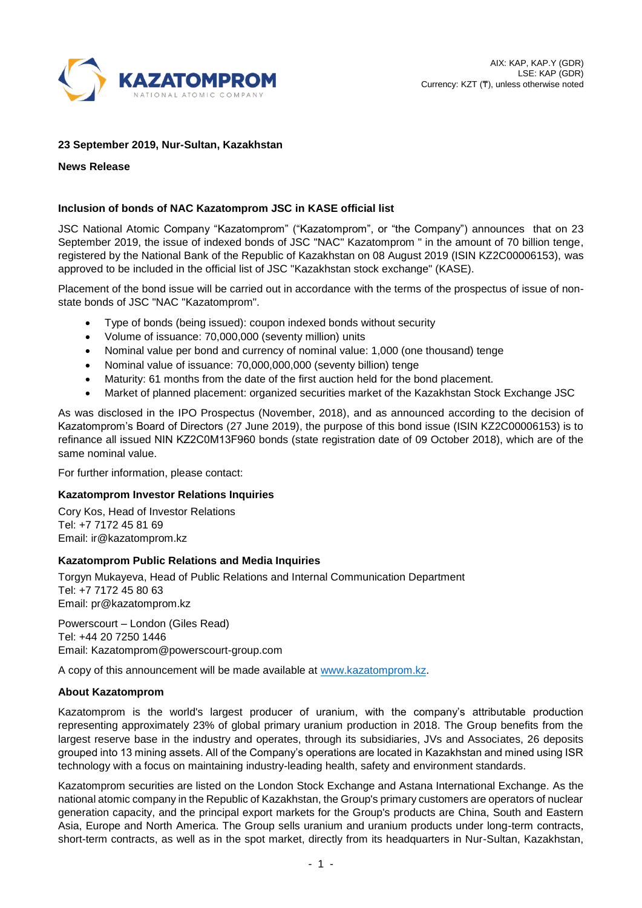AIX: KAP, KAP.Y (GDR)
LSE: KAP (GDR)
Currency: KZT (₸), unless otherwise noted

**23 September 2019, Nur-Sultan, Kazakhstan**

**News Release**

**Inclusion of bonds of NAC Kazatomprom JSC in KASE official list**

JSC National Atomic Company "Kazatomprom" ("Kazatomprom", or "the Company") announces that on 23 September 2019, the issue of indexed bonds of JSC "NAC" Kazatomprom " in the amount of 70 billion tenge, registered by the National Bank of the Republic of Kazakhstan on 08 August 2019 (ISIN KZ2C00006153), was approved to be included in the official list of JSC "Kazakhstan stock exchange" (KASE).

Placement of the bond issue will be carried out in accordance with the terms of the prospectus of issue of non-state bonds of JSC "NAC "Kazatomprom".

- Type of bonds (being issued): coupon indexed bonds without security
- Volume of issuance: 70,000,000 (seventy million) units
- Nominal value per bond and currency of nominal value: 1,000 (one thousand) tenge
- Nominal value of issuance: 70,000,000,000 (seventy billion) tenge
- Maturity: 61 months from the date of the first auction held for the bond placement.
- Market of planned placement: organized securities market of the Kazakhstan Stock Exchange JSC

As was disclosed in the IPO Prospectus (November, 2018), and as announced according to the decision of Kazatomprom's Board of Directors (27 June 2019), the purpose of this bond issue (ISIN KZ2C00006153) is to refinance all issued NIN KZ2C0M13F960 bonds (state registration date of 09 October 2018), which are of the same nominal value.

For further information, please contact:

**Kazatomprom Investor Relations Inquiries**

Cory Kos, Head of Investor Relations
Tel: +7 7172 45 81 69
Email: ir@kazatomprom.kz

**Kazatomprom Public Relations and Media Inquiries**

Torgyn Mukayeva, Head of Public Relations and Internal Communication Department
Tel: +7 7172 45 80 63
Email: pr@kazatomprom.kz

Powerscourt – London (Giles Read)
Tel: +44 20 7250 1446
Email: Kazatomprom@powerscourt-group.com

A copy of this announcement will be made available at www.kazatomprom.kz.

**About Kazatomprom**

Kazatomprom is the world's largest producer of uranium, with the company's attributable production representing approximately 23% of global primary uranium production in 2018. The Group benefits from the largest reserve base in the industry and operates, through its subsidiaries, JVs and Associates, 26 deposits grouped into 13 mining assets. All of the Company's operations are located in Kazakhstan and mined using ISR technology with a focus on maintaining industry-leading health, safety and environment standards.

Kazatomprom securities are listed on the London Stock Exchange and Astana International Exchange. As the national atomic company in the Republic of Kazakhstan, the Group's primary customers are operators of nuclear generation capacity, and the principal export markets for the Group's products are China, South and Eastern Asia, Europe and North America. The Group sells uranium and uranium products under long-term contracts, short-term contracts, as well as in the spot market, directly from its headquarters in Nur-Sultan, Kazakhstan,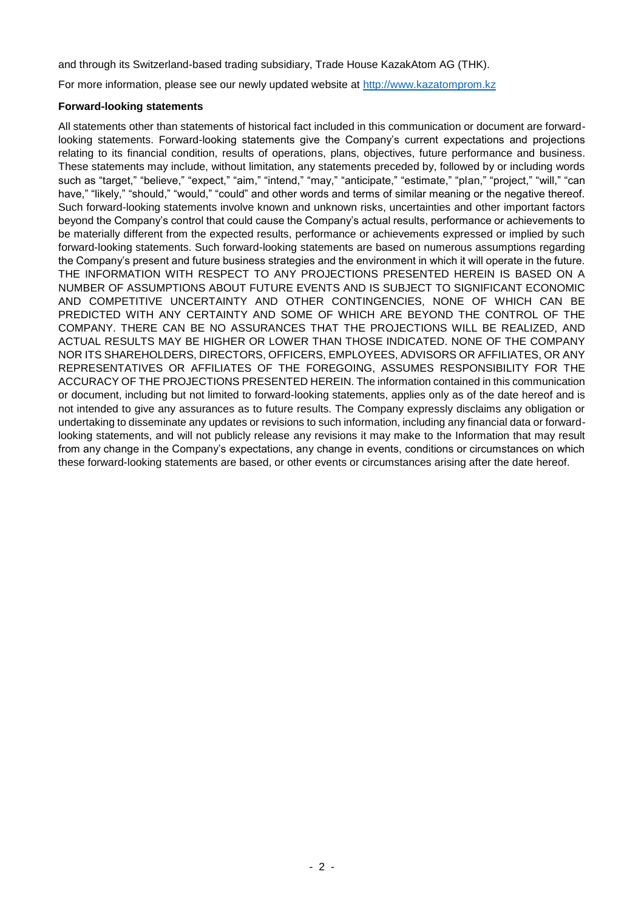and through its Switzerland-based trading subsidiary, Trade House KazakAtom AG (THK).

For more information, please see our newly updated website at [http://www.kazatomprom.kz](http://www.kazatomprom.kz)

**Forward-looking statements**

All statements other than statements of historical fact included in this communication or document are forward-looking statements. Forward-looking statements give the Company's current expectations and projections relating to its financial condition, results of operations, plans, objectives, future performance and business. These statements may include, without limitation, any statements preceded by, followed by or including words such as "target," "believe," "expect," "aim," "intend," "may," "anticipate," "estimate," "plan," "project," "will," "can have," "likely," "should," "would," "could" and other words and terms of similar meaning or the negative thereof. Such forward-looking statements involve known and unknown risks, uncertainties and other important factors beyond the Company's control that could cause the Company's actual results, performance or achievements to be materially different from the expected results, performance or achievements expressed or implied by such forward-looking statements. Such forward-looking statements are based on numerous assumptions regarding the Company's present and future business strategies and the environment in which it will operate in the future. THE INFORMATION WITH RESPECT TO ANY PROJECTIONS PRESENTED HEREIN IS BASED ON A NUMBER OF ASSUMPTIONS ABOUT FUTURE EVENTS AND IS SUBJECT TO SIGNIFICANT ECONOMIC AND COMPETITIVE UNCERTAINTY AND OTHER CONTINGENCIES, NONE OF WHICH CAN BE PREDICTED WITH ANY CERTAINTY AND SOME OF WHICH ARE BEYOND THE CONTROL OF THE COMPANY. THERE CAN BE NO ASSURANCES THAT THE PROJECTIONS WILL BE REALIZED, AND ACTUAL RESULTS MAY BE HIGHER OR LOWER THAN THOSE INDICATED. NONE OF THE COMPANY NOR ITS SHAREHOLDERS, DIRECTORS, OFFICERS, EMPLOYEES, ADVISORS OR AFFILIATES, OR ANY REPRESENTATIVES OR AFFILIATES OF THE FOREGOING, ASSUMES RESPONSIBILITY FOR THE ACCURACY OF THE PROJECTIONS PRESENTED HEREIN. The information contained in this communication or document, including but not limited to forward-looking statements, applies only as of the date hereof and is not intended to give any assurances as to future results. The Company expressly disclaims any obligation or undertaking to disseminate any updates or revisions to such information, including any financial data or forward-looking statements, and will not publicly release any revisions it may make to the Information that may result from any change in the Company's expectations, any change in events, conditions or circumstances on which these forward-looking statements are based, or other events or circumstances arising after the date hereof.